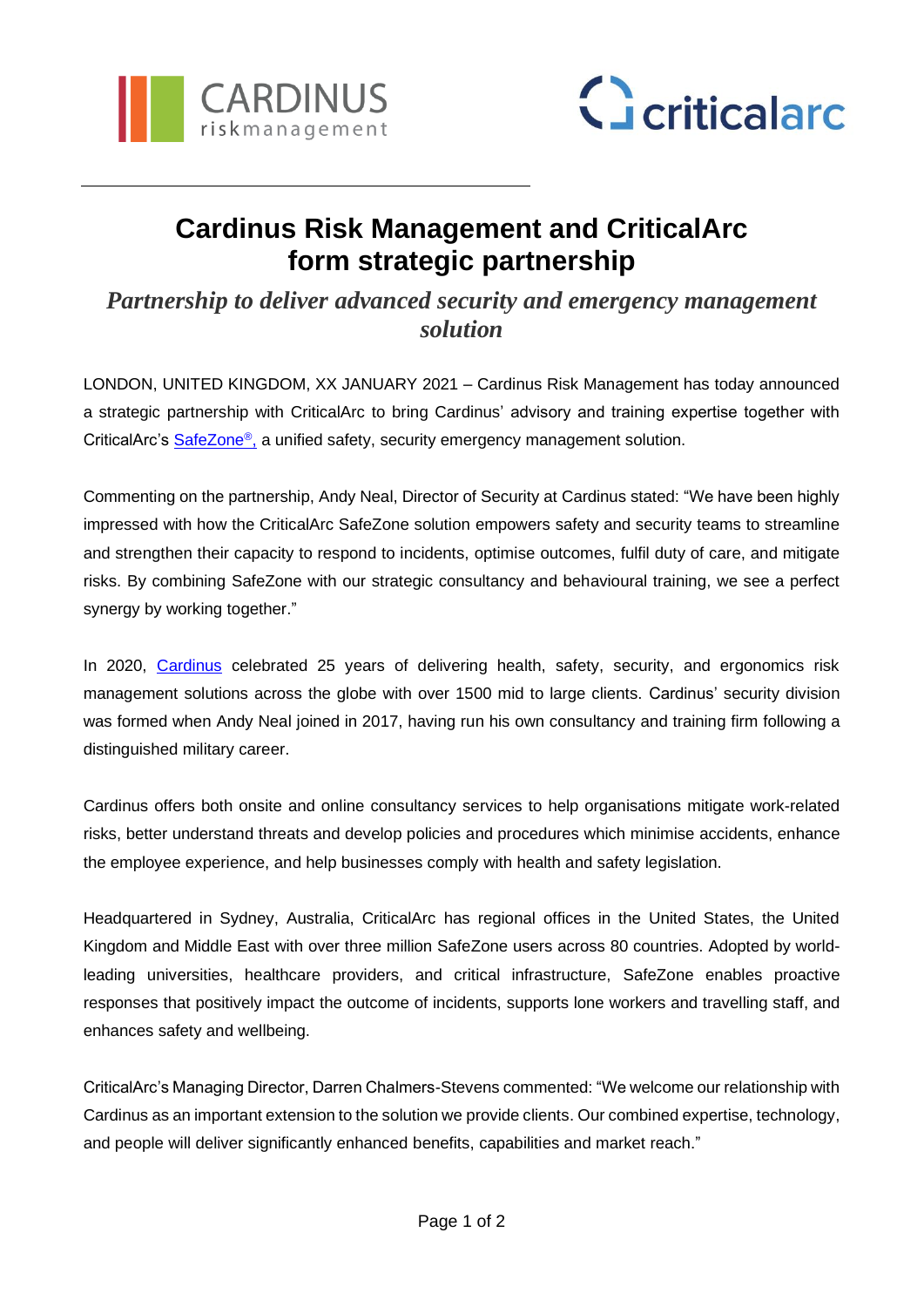# Cardinus Risk Management and CriticalArc form strategic partnership

## *Partnership to deliver advanced security and emergency management solution*

LONDON, UNITED KINGDOM, XX JANUARY 2021 – Cardinus Risk Management has today announced a strategic partnership with CriticalArc to bring Cardinus' advisory and training expertise together with CriticalArc's SafeZone®, a unified safety, security emergency management solution.

Commenting on the partnership, Andy Neal, Director of Security at Cardinus stated: "We have been highly impressed with how the CriticalArc SafeZone solution empowers safety and security teams to streamline and strengthen their capacity to respond to incidents, optimise outcomes, fulfil duty of care, and mitigate risks. By combining SafeZone with our strategic consultancy and behavioural training, we see a perfect synergy by working together."

In 2020, Cardinus celebrated 25 years of delivering health, safety, security, and ergonomics risk management solutions across the globe with over 1500 mid to large clients. Cardinus' security division was formed when Andy Neal joined in 2017, having run his own consultancy and training firm following a distinguished military career.

Cardinus offers both onsite and online consultancy services to help organisations mitigate work-related risks, better understand threats and develop policies and procedures which minimise accidents, enhance the employee experience, and help businesses comply with health and safety legislation.

Headquartered in Sydney, Australia, CriticalArc has regional offices in the United States, the United Kingdom and Middle East with over three million SafeZone users across 80 countries. Adopted by world-leading universities, healthcare providers, and critical infrastructure, SafeZone enables proactive responses that positively impact the outcome of incidents, supports lone workers and travelling staff, and enhances safety and wellbeing.

CriticalArc's Managing Director, Darren Chalmers-Stevens commented: "We welcome our relationship with Cardinus as an important extension to the solution we provide clients. Our combined expertise, technology, and people will deliver significantly enhanced benefits, capabilities and market reach."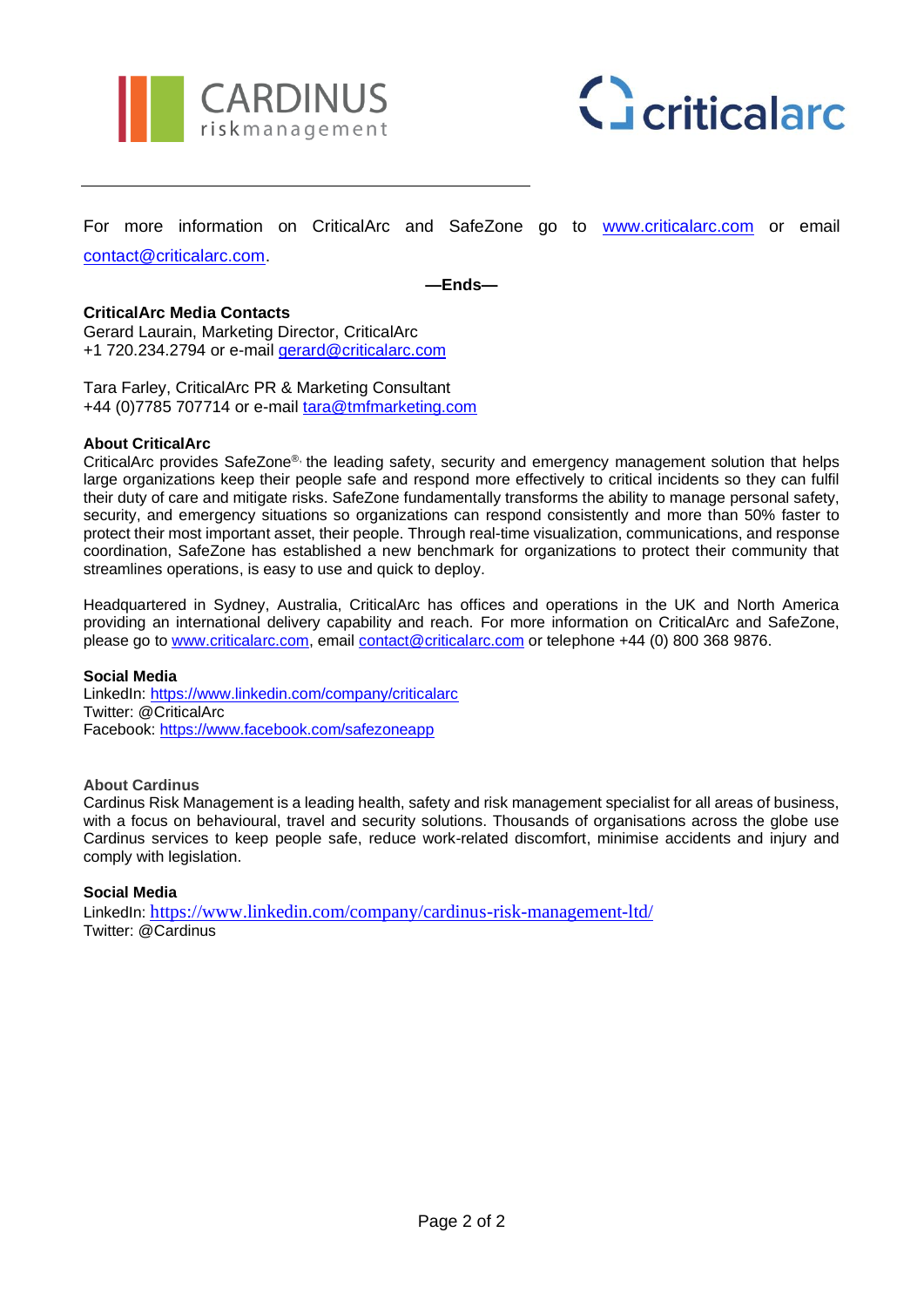For more information on CriticalArc and SafeZone go to www.criticalarc.com or email contact@criticalarc.com.

**—Ends—**

**CriticalArc Media Contacts**
Gerard Laurain, Marketing Director, CriticalArc
+1 720.234.2794 or e-mail gerard@criticalarc.com

Tara Farley, CriticalArc PR & Marketing Consultant
+44 (0)7785 707714 or e-mail tara@tmfmarketing.com

**About CriticalArc**
CriticalArc provides SafeZone®, the leading safety, security and emergency management solution that helps large organizations keep their people safe and respond more effectively to critical incidents so they can fulfil their duty of care and mitigate risks. SafeZone fundamentally transforms the ability to manage personal safety, security, and emergency situations so organizations can respond consistently and more than 50% faster to protect their most important asset, their people. Through real-time visualization, communications, and response coordination, SafeZone has established a new benchmark for organizations to protect their community that streamlines operations, is easy to use and quick to deploy.

Headquartered in Sydney, Australia, CriticalArc has offices and operations in the UK and North America providing an international delivery capability and reach. For more information on CriticalArc and SafeZone, please go to www.criticalarc.com, email contact@criticalarc.com or telephone +44 (0) 800 368 9876.

**Social Media**
LinkedIn: https://www.linkedin.com/company/criticalarc
Twitter: @CriticalArc
Facebook: https://www.facebook.com/safezoneapp

**About Cardinus**
Cardinus Risk Management is a leading health, safety and risk management specialist for all areas of business, with a focus on behavioural, travel and security solutions. Thousands of organisations across the globe use Cardinus services to keep people safe, reduce work-related discomfort, minimise accidents and injury and comply with legislation.

**Social Media**
LinkedIn: https://www.linkedin.com/company/cardinus-risk-management-ltd/
Twitter: @Cardinus